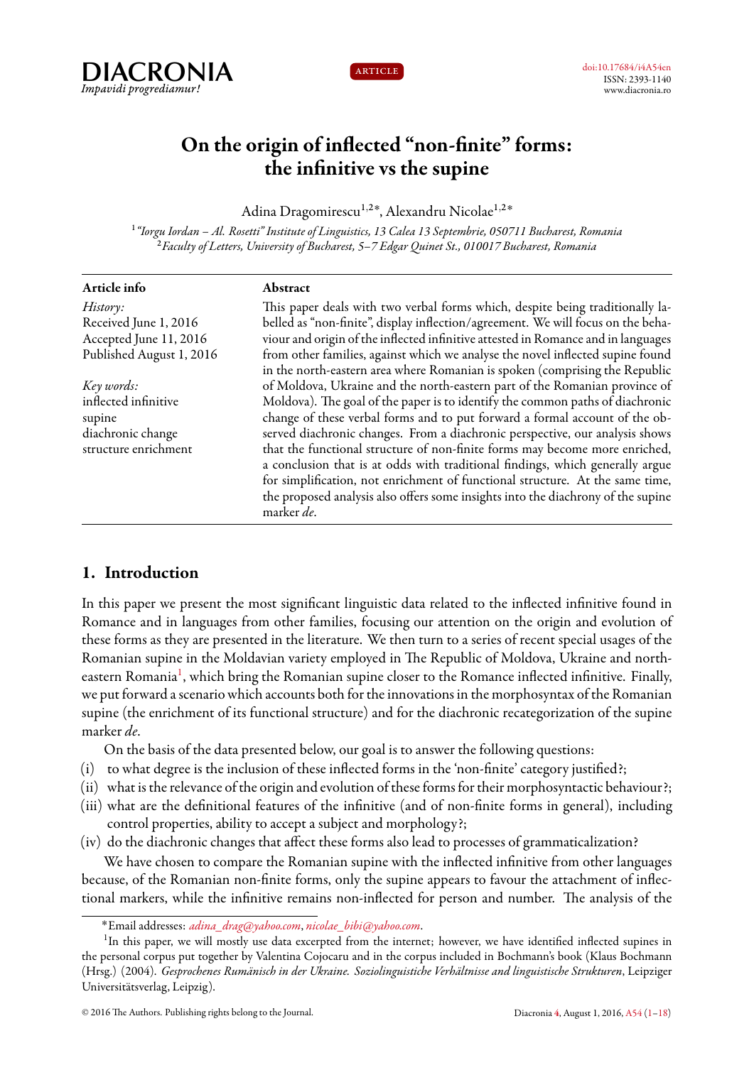DIACRONIA
*Impavidi progrediamur!*

ARTICLE

doi:10.17684/i4A54en
ISSN: 2393-1140
www.diacronia.ro

# On the origin of inflected "non-finite" forms: the infinitive vs the supine

Adina Dragomirescu[1,2]*, Alexandru Nicolae[1,2]*

[1] *"Iorgu Iordan – Al. Rosetti" Institute of Linguistics, 13 Calea 13 Septembrie, 050711 Bucharest, Romania*
[2] *Faculty of Letters, University of Bucharest, 5–7 Edgar Quinet St., 010017 Bucharest, Romania*

**Article info**

*History:*
Received June 1, 2016
Accepted June 11, 2016
Published August 1, 2016

*Key words:*
inflected infinitive
supine
diachronic change
structure enrichment

**Abstract**

This paper deals with two verbal forms which, despite being traditionally labelled as "non-finite", display inflection/agreement. We will focus on the behaviour and origin of the inflected infinitive attested in Romance and in languages from other families, against which we analyse the novel inflected supine found in the north-eastern area where Romanian is spoken (comprising the Republic of Moldova, Ukraine and the north-eastern part of the Romanian province of Moldova). The goal of the paper is to identify the common paths of diachronic change of these verbal forms and to put forward a formal account of the observed diachronic changes. From a diachronic perspective, our analysis shows that the functional structure of non-finite forms may become more enriched, a conclusion that is at odds with traditional findings, which generally argue for simplification, not enrichment of functional structure. At the same time, the proposed analysis also offers some insights into the diachrony of the supine marker *de*.

## 1. Introduction

In this paper we present the most significant linguistic data related to the inflected infinitive found in Romance and in languages from other families, focusing our attention on the origin and evolution of these forms as they are presented in the literature. We then turn to a series of recent special usages of the Romanian supine in the Moldavian variety employed in The Republic of Moldova, Ukraine and north-eastern Romania[1], which bring the Romanian supine closer to the Romance inflected infinitive. Finally, we put forward a scenario which accounts both for the innovations in the morphosyntax of the Romanian supine (the enrichment of its functional structure) and for the diachronic recategorization of the supine marker *de*.

On the basis of the data presented below, our goal is to answer the following questions:

(i) to what degree is the inclusion of these inflected forms in the 'non-finite' category justified?;
(ii) what is the relevance of the origin and evolution of these forms for their morphosyntactic behaviour?;
(iii) what are the definitional features of the infinitive (and of non-finite forms in general), including control properties, ability to accept a subject and morphology?;
(iv) do the diachronic changes that affect these forms also lead to processes of grammaticalization?

We have chosen to compare the Romanian supine with the inflected infinitive from other languages because, of the Romanian non-finite forms, only the supine appears to favour the attachment of inflectional markers, while the infinitive remains non-inflected for person and number. The analysis of the

*Email addresses: *adina_drag@yahoo.com*, *nicolae_bibi@yahoo.com*.

[1] In this paper, we will mostly use data excerpted from the internet; however, we have identified inflected supines in the personal corpus put together by Valentina Cojocaru and in the corpus included in Bochmann's book (Klaus Bochmann (Hrsg.) (2004). *Gesprochenes Rumänisch in der Ukraine. Soziolinguistiche Verhältnisse and linguistische Strukturen*, Leipziger Universitätsverlag, Leipzig).

© 2016 The Authors. Publishing rights belong to the Journal.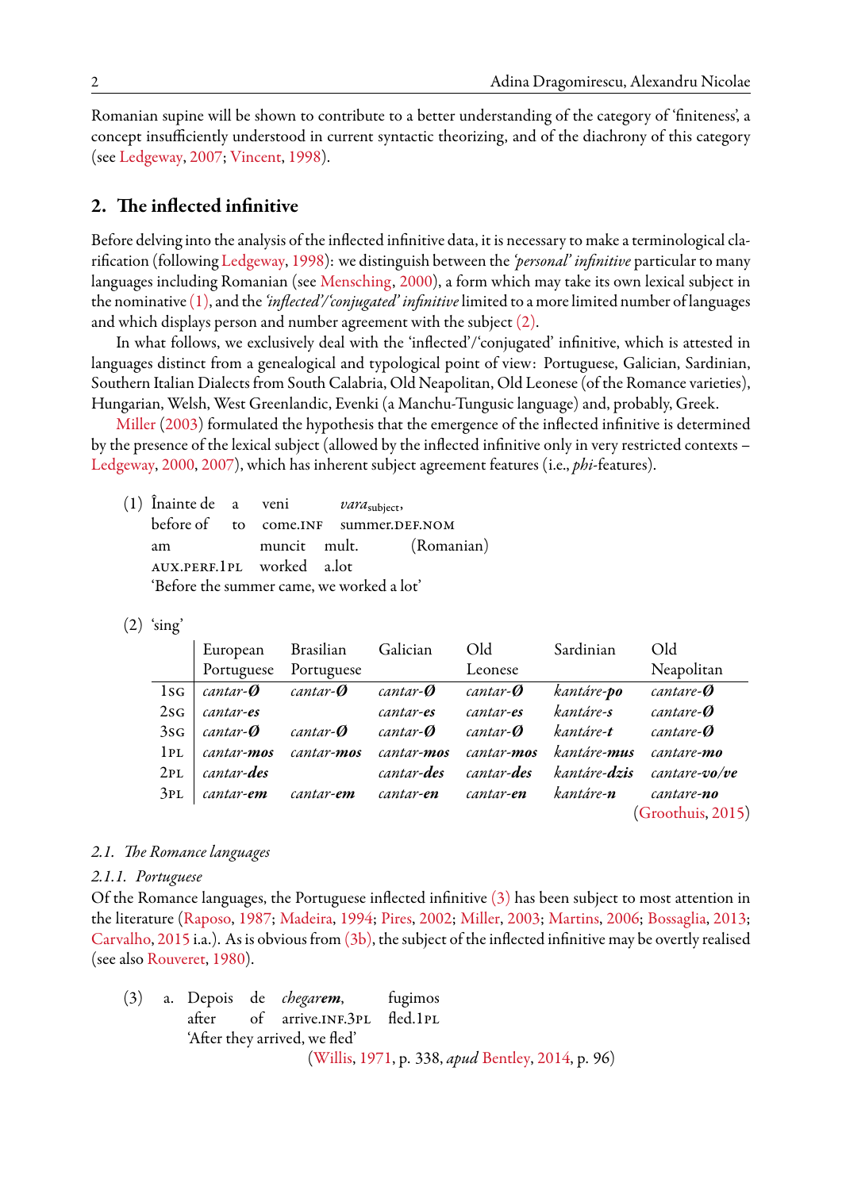Romanian supine will be shown to contribute to a better understanding of the category of 'finiteness', a concept insufficiently understood in current syntactic theorizing, and of the diachrony of this category (see Ledgeway, 2007; Vincent, 1998).

## 2. The inflected infinitive

Before delving into the analysis of the inflected infinitive data, it is necessary to make a terminological clarification (following Ledgeway, 1998): we distinguish between the *'personal' infinitive* particular to many languages including Romanian (see Mensching, 2000), a form which may take its own lexical subject in the nominative (1), and the *'inflected'/'conjugated' infinitive* limited to a more limited number of languages and which displays person and number agreement with the subject (2).

In what follows, we exclusively deal with the 'inflected'/'conjugated' infinitive, which is attested in languages distinct from a genealogical and typological point of view: Portuguese, Galician, Sardinian, Southern Italian Dialects from South Calabria, Old Neapolitan, Old Leonese (of the Romance varieties), Hungarian, Welsh, West Greenlandic, Evenki (a Manchu-Tungusic language) and, probably, Greek.

Miller (2003) formulated the hypothesis that the emergence of the inflected infinitive is determined by the presence of the lexical subject (allowed by the inflected infinitive only in very restricted contexts – Ledgeway, 2000, 2007), which has inherent subject agreement features (i.e., *phi*-features).

(1) Înainte de a veni *vara*~subject~,
before of to come.INF summer.DEF.NOM
am muncit mult. (Romanian)
AUX.PERF.1PL worked a.lot
'Before the summer came, we worked a lot'

(2) 'sing'

| | European Portuguese | Brasilian Portuguese | Galician | Old Leonese | Sardinian | Old Neapolitan |
|---|---|---|---|---|---|---|
| 1SG | *cantar-**Ø*** | *cantar-**Ø*** | *cantar-**Ø*** | *cantar-**Ø*** | *kantáre-**po*** | *cantare-**Ø*** |
| 2SG | *cantar-**es*** | | *cantar-**es*** | *cantar-**es*** | *kantáre-s* | *cantare-**Ø*** |
| 3SG | *cantar-**Ø*** | *cantar-**Ø*** | *cantar-**Ø*** | *cantar-**Ø*** | *kantáre-**t*** | *cantare-**Ø*** |
| 1PL | *cantar-**mos*** | *cantar-**mos*** | *cantar-**mos*** | *cantar-**mos*** | *kantáre-**mus*** | *cantare-**mo*** |
| 2PL | *cantar-**des*** | | *cantar-**des*** | *cantar-**des*** | *kantáre-**dzis*** | *cantare-**vo/ve*** |
| 3PL | *cantar-**em*** | *cantar-**em*** | *cantar-**en*** | *cantar-**en*** | *kantáre-**n*** | *cantare-**no*** |

(Groothuis, 2015)

### *2.1. The Romance languages*

#### *2.1.1. Portuguese*

Of the Romance languages, the Portuguese inflected infinitive (3) has been subject to most attention in the literature (Raposo, 1987; Madeira, 1994; Pires, 2002; Miller, 2003; Martins, 2006; Bossaglia, 2013; Carvalho, 2015 i.a.). As is obvious from (3b), the subject of the inflected infinitive may be overtly realised (see also Rouveret, 1980).

(3) a. Depois de *chegar**em***, fugimos
after of arrive.INF.3PL fled.1PL
'After they arrived, we fled'
(Willis, 1971, p. 338, *apud* Bentley, 2014, p. 96)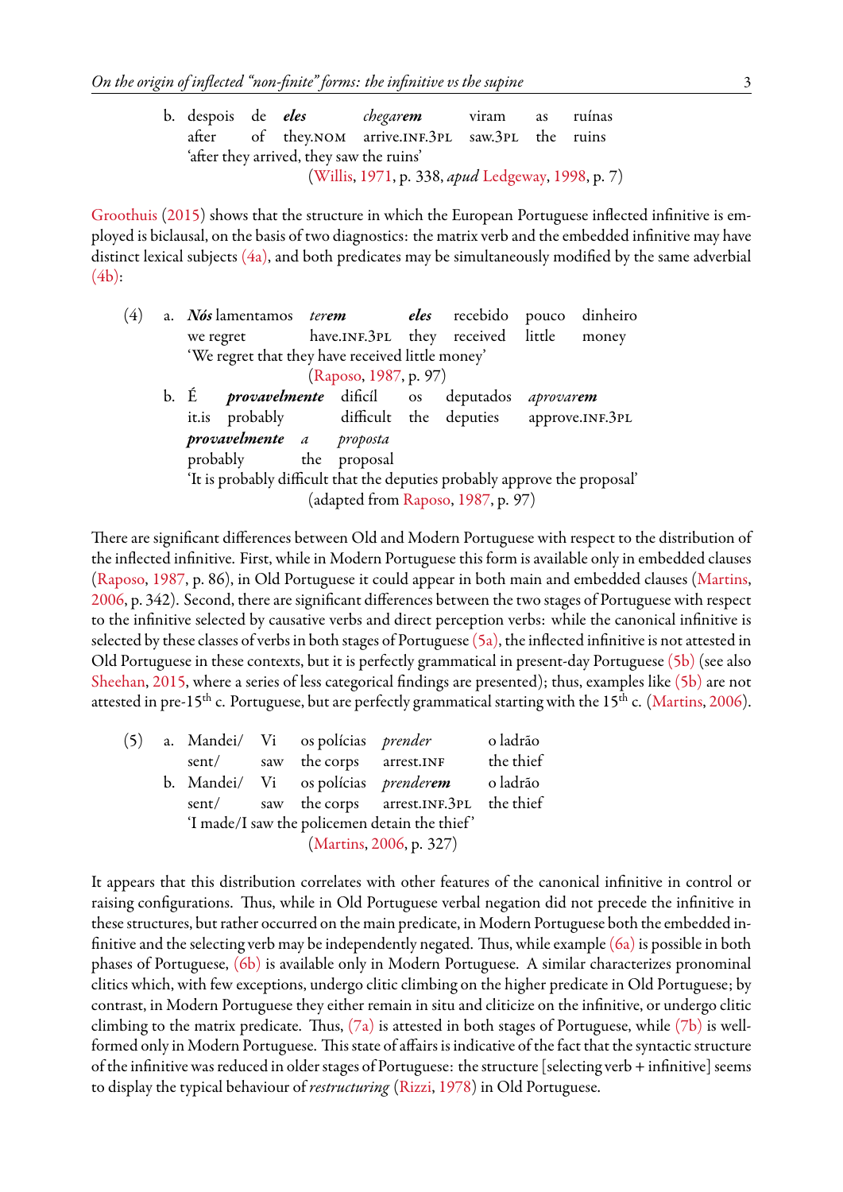b. despois de ***eles*** *chegar**em*** viram as ruínas
after of they.NOM arrive.INF.3PL saw.3PL the ruins
'after they arrived, they saw the ruins'
(Willis, 1971, p. 338, *apud* Ledgeway, 1998, p. 7)

Groothuis (2015) shows that the structure in which the European Portuguese inflected infinitive is employed is biclausal, on the basis of two diagnostics: the matrix verb and the embedded infinitive may have distinct lexical subjects (4a), and both predicates may be simultaneously modified by the same adverbial (4b):

(4) a. ***Nós*** lamentamos *ter**em*** ***eles*** recebido pouco dinheiro
we regret have.INF.3PL they received little money
'We regret that they have received little money'
(Raposo, 1987, p. 97)

b. É ***provavelmente*** difícil os deputados *aprovar**em***
it.is probably difficult the deputies approve.INF.3PL
***provavelmente*** *a proposta*
probably the proposal
'It is probably difficult that the deputies probably approve the proposal'
(adapted from Raposo, 1987, p. 97)

There are significant differences between Old and Modern Portuguese with respect to the distribution of the inflected infinitive. First, while in Modern Portuguese this form is available only in embedded clauses (Raposo, 1987, p. 86), in Old Portuguese it could appear in both main and embedded clauses (Martins, 2006, p. 342). Second, there are significant differences between the two stages of Portuguese with respect to the infinitive selected by causative verbs and direct perception verbs: while the canonical infinitive is selected by these classes of verbs in both stages of Portuguese (5a), the inflected infinitive is not attested in Old Portuguese in these contexts, but it is perfectly grammatical in present-day Portuguese (5b) (see also Sheehan, 2015, where a series of less categorical findings are presented); thus, examples like (5b) are not attested in pre-15th c. Portuguese, but are perfectly grammatical starting with the 15th c. (Martins, 2006).

(5) a. Mandei/ Vi os polícias *prender* o ladrão
sent/ saw the corps arrest.INF the thief

b. Mandei/ Vi os polícias *prender**em*** o ladrão
sent/ saw the corps arrest.INF.3PL the thief
'I made/I saw the policemen detain the thief'
(Martins, 2006, p. 327)

It appears that this distribution correlates with other features of the canonical infinitive in control or raising configurations. Thus, while in Old Portuguese verbal negation did not precede the infinitive in these structures, but rather occurred on the main predicate, in Modern Portuguese both the embedded infinitive and the selecting verb may be independently negated. Thus, while example (6a) is possible in both phases of Portuguese, (6b) is available only in Modern Portuguese. A similar characterizes pronominal clitics which, with few exceptions, undergo clitic climbing on the higher predicate in Old Portuguese; by contrast, in Modern Portuguese they either remain in situ and cliticize on the infinitive, or undergo clitic climbing to the matrix predicate. Thus, (7a) is attested in both stages of Portuguese, while (7b) is well-formed only in Modern Portuguese. This state of affairs is indicative of the fact that the syntactic structure of the infinitive was reduced in older stages of Portuguese: the structure [selecting verb + infinitive] seems to display the typical behaviour of *restructuring* (Rizzi, 1978) in Old Portuguese.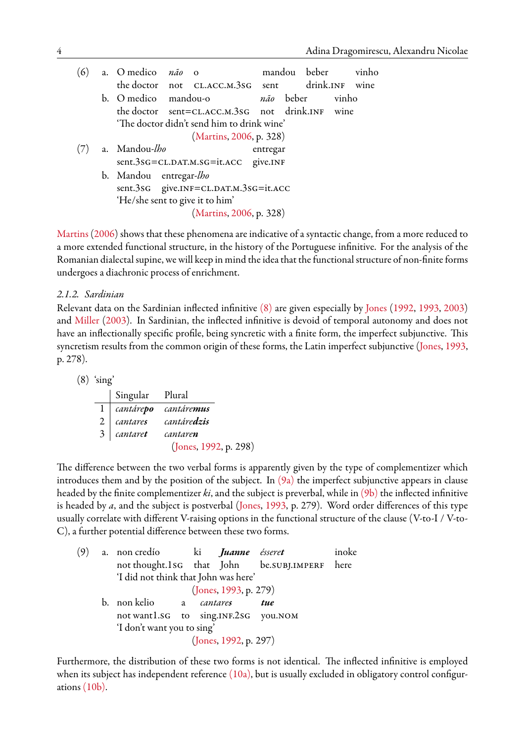(6) a. O medico *não* o mandou beber vinho
    the doctor not CL.ACC.M.3SG sent drink.INF wine

  b. O medico mandou-o *não* beber vinho
    the doctor sent=CL.ACC.M.3SG not drink.INF wine
    'The doctor didn't send him to drink wine'
    (Martins, 2006, p. 328)

(7) a. Mandou-*lho* entregar
    sent.3SG=CL.DAT.M.SG=it.ACC give.INF

  b. Mandou entregar-*lho*
    sent.3SG give.INF=CL.DAT.M.3SG=it.ACC
    'He/she sent to give it to him'
    (Martins, 2006, p. 328)

Martins (2006) shows that these phenomena are indicative of a syntactic change, from a more reduced to a more extended functional structure, in the history of the Portuguese infinitive. For the analysis of the Romanian dialectal supine, we will keep in mind the idea that the functional structure of non-finite forms undergoes a diachronic process of enrichment.

### *2.1.2. Sardinian*

Relevant data on the Sardinian inflected infinitive (8) are given especially by Jones (1992, 1993, 2003) and Miller (2003). In Sardinian, the inflected infinitive is devoid of temporal autonomy and does not have an inflectionally specific profile, being syncretic with a finite form, the imperfect subjunctive. This syncretism results from the common origin of these forms, the Latin imperfect subjunctive (Jones, 1993, p. 278).

(8) 'sing'

| | Singular | Plural |
|---|---|---|
| 1 | *cantáre**po*** | *cantáre**mus*** |
| 2 | *cantare**s*** | *cantáre**dzis*** |
| 3 | *cantare**t*** | *cantare**n*** |

(Jones, 1992, p. 298)

The difference between the two verbal forms is apparently given by the type of complementizer which introduces them and by the position of the subject. In (9a) the imperfect subjunctive appears in clause headed by the finite complementizer *ki*, and the subject is preverbal, while in (9b) the inflected infinitive is headed by *a*, and the subject is postverbal (Jones, 1993, p. 279). Word order differences of this type usually correlate with different V-raising options in the functional structure of the clause (V-to-I / V-to-C), a further potential difference between these two forms.

(9) a. non credío ki ***Juanne*** *ésseret* inoke
    not thought.1SG that John be.SUBJ.IMPERF here
    'I did not think that John was here'
    (Jones, 1993, p. 279)

  b. non kelio a *cantares* ***tue***
    not want1.SG to sing.INF.2SG you.NOM
    'I don't want you to sing'
    (Jones, 1992, p. 297)

Furthermore, the distribution of these two forms is not identical. The inflected infinitive is employed when its subject has independent reference (10a), but is usually excluded in obligatory control configurations (10b).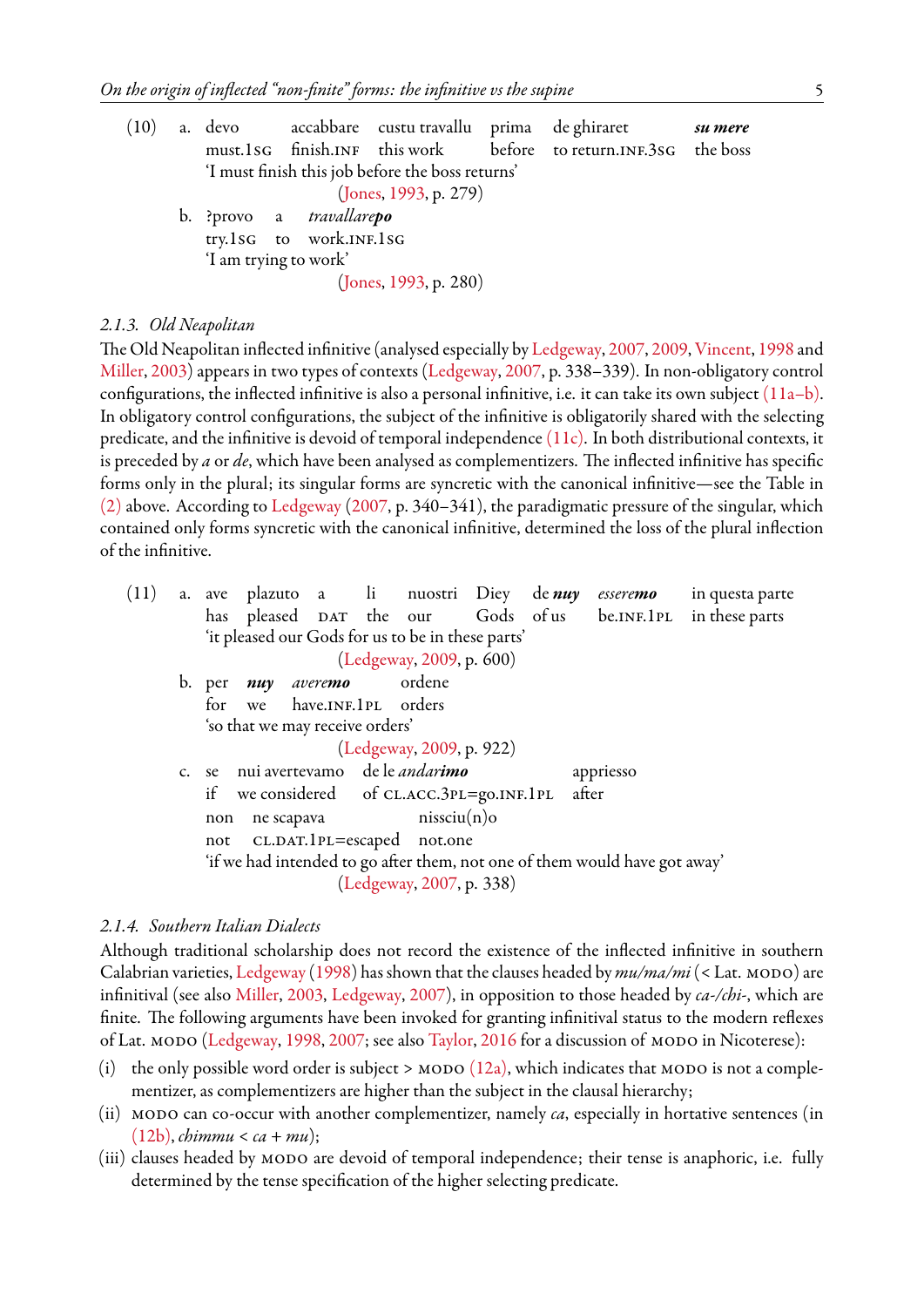(10) a. devo accabbare custu travallu prima de ghiraret ***su mere***
must.1SG finish.INF this work before to return.INF.3SG the boss
'I must finish this job before the boss returns'
(Jones, 1993, p. 279)

b. ?provo a *travallare**po***
try.1SG to work.INF.1SG
'I am trying to work'
(Jones, 1993, p. 280)

### 2.1.3. Old Neapolitan

The Old Neapolitan inflected infinitive (analysed especially by Ledgeway, 2007, 2009, Vincent, 1998 and Miller, 2003) appears in two types of contexts (Ledgeway, 2007, p. 338–339). In non-obligatory control configurations, the inflected infinitive is also a personal infinitive, i.e. it can take its own subject (11a–b). In obligatory control configurations, the subject of the infinitive is obligatorily shared with the selecting predicate, and the infinitive is devoid of temporal independence (11c). In both distributional contexts, it is preceded by *a* or *de*, which have been analysed as complementizers. The inflected infinitive has specific forms only in the plural; its singular forms are syncretic with the canonical infinitive—see the Table in (2) above. According to Ledgeway (2007, p. 340–341), the paradigmatic pressure of the singular, which contained only forms syncretic with the canonical infinitive, determined the loss of the plural inflection of the infinitive.

(11) a. ave plazuto a li nuostri Diey de ***nuy*** *esserе**mo*** in questa parte
has pleased DAT the our Gods of us be.INF.1PL in these parts
'it pleased our Gods for us to be in these parts'
(Ledgeway, 2009, p. 600)

b. per ***nuy*** *avere**mo*** ordene
for we have.INF.1PL orders
'so that we may receive orders'
(Ledgeway, 2009, p. 922)

c. se nui avertevamo de le *andar**imo*** appriesso
if we considered of CL.ACC.3PL=go.INF.1PL after
non ne scapava nissciu(n)o
not CL.DAT.1PL=escaped not.one
'if we had intended to go after them, not one of them would have got away'
(Ledgeway, 2007, p. 338)

### 2.1.4. Southern Italian Dialects

Although traditional scholarship does not record the existence of the inflected infinitive in southern Calabrian varieties, Ledgeway (1998) has shown that the clauses headed by *mu/ma/mi* (< Lat. MODO) are infinitival (see also Miller, 2003, Ledgeway, 2007), in opposition to those headed by *ca-/chi-*, which are finite. The following arguments have been invoked for granting infinitival status to the modern reflexes of Lat. MODO (Ledgeway, 1998, 2007; see also Taylor, 2016 for a discussion of MODO in Nicoterese):

(i) the only possible word order is subject > MODO (12a), which indicates that MODO is not a complementizer, as complementizers are higher than the subject in the clausal hierarchy;
(ii) MODO can co-occur with another complementizer, namely *ca*, especially in hortative sentences (in (12b), *chimmu* < *ca* + *mu*);
(iii) clauses headed by MODO are devoid of temporal independence; their tense is anaphoric, i.e. fully determined by the tense specification of the higher selecting predicate.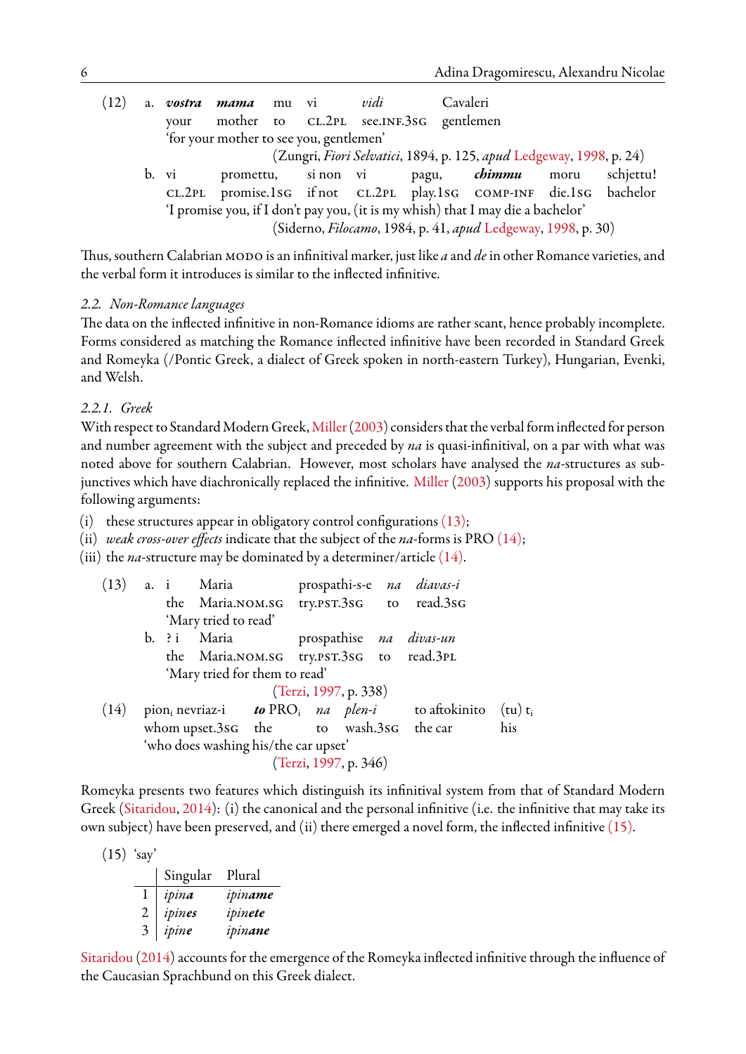(12) a. ***vostra*** ***mama*** mu vi *vidi* Cavaleri
your mother to CL.2PL see.INF.3SG gentlemen
'for your mother to see you, gentlemen'
(Zungri, *Fiori Selvatici*, 1894, p. 125, *apud* Ledgeway, 1998, p. 24)

b. vi promettu, si non vi pagu, ***chimmu*** moru schjettu!
CL.2PL promise.1SG if not CL.2PL play.1SG COMP-INF die.1SG bachelor
'I promise you, if I don't pay you, (it is my whish) that I may die a bachelor'
(Siderno, *Filocamo*, 1984, p. 41, *apud* Ledgeway, 1998, p. 30)

Thus, southern Calabrian MODO is an infinitival marker, just like *a* and *de* in other Romance varieties, and the verbal form it introduces is similar to the inflected infinitive.

### 2.2. Non-Romance languages

The data on the inflected infinitive in non-Romance idioms are rather scant, hence probably incomplete. Forms considered as matching the Romance inflected infinitive have been recorded in Standard Greek and Romeyka (/Pontic Greek, a dialect of Greek spoken in north-eastern Turkey), Hungarian, Evenki, and Welsh.

#### 2.2.1. Greek

With respect to Standard Modern Greek, Miller (2003) considers that the verbal form inflected for person and number agreement with the subject and preceded by *na* is quasi-infinitival, on a par with what was noted above for southern Calabrian. However, most scholars have analysed the *na*-structures as subjunctives which have diachronically replaced the infinitive. Miller (2003) supports his proposal with the following arguments:

(i) these structures appear in obligatory control configurations (13);
(ii) *weak cross-over effects* indicate that the subject of the *na*-forms is PRO (14);
(iii) the *na*-structure may be dominated by a determiner/article (14).

(13) a. i Maria prospathi-s-e *na* *diavas-i*
the Maria.NOM.SG try.PST.3SG to read.3SG
'Mary tried to read'

b. ? i Maria prospathise *na* *divas-un*
the Maria.NOM.SG try.PST.3SG to read.3PL
'Mary tried for them to read'
(Terzi, 1997, p. 338)

(14) pion$_i$ nevriaz-i ***to*** PRO$_i$ *na* *plen-i* to aftokinito (tu) t$_i$
whom upset.3SG the to wash.3SG the car his
'who does washing his/the car upset'
(Terzi, 1997, p. 346)

Romeyka presents two features which distinguish its infinitival system from that of Standard Modern Greek (Sitaridou, 2014): (i) the canonical and the personal infinitive (i.e. the infinitive that may take its own subject) have been preserved, and (ii) there emerged a novel form, the inflected infinitive (15).

(15) 'say'

| | Singular | Plural |
|---|---|---|
| 1 | *ipin**a*** | *ipin**ame*** |
| 2 | *ipin**es*** | *ipin**ete*** |
| 3 | *ipin**e*** | *ipin**ane*** |

Sitaridou (2014) accounts for the emergence of the Romeyka inflected infinitive through the influence of the Caucasian Sprachbund on this Greek dialect.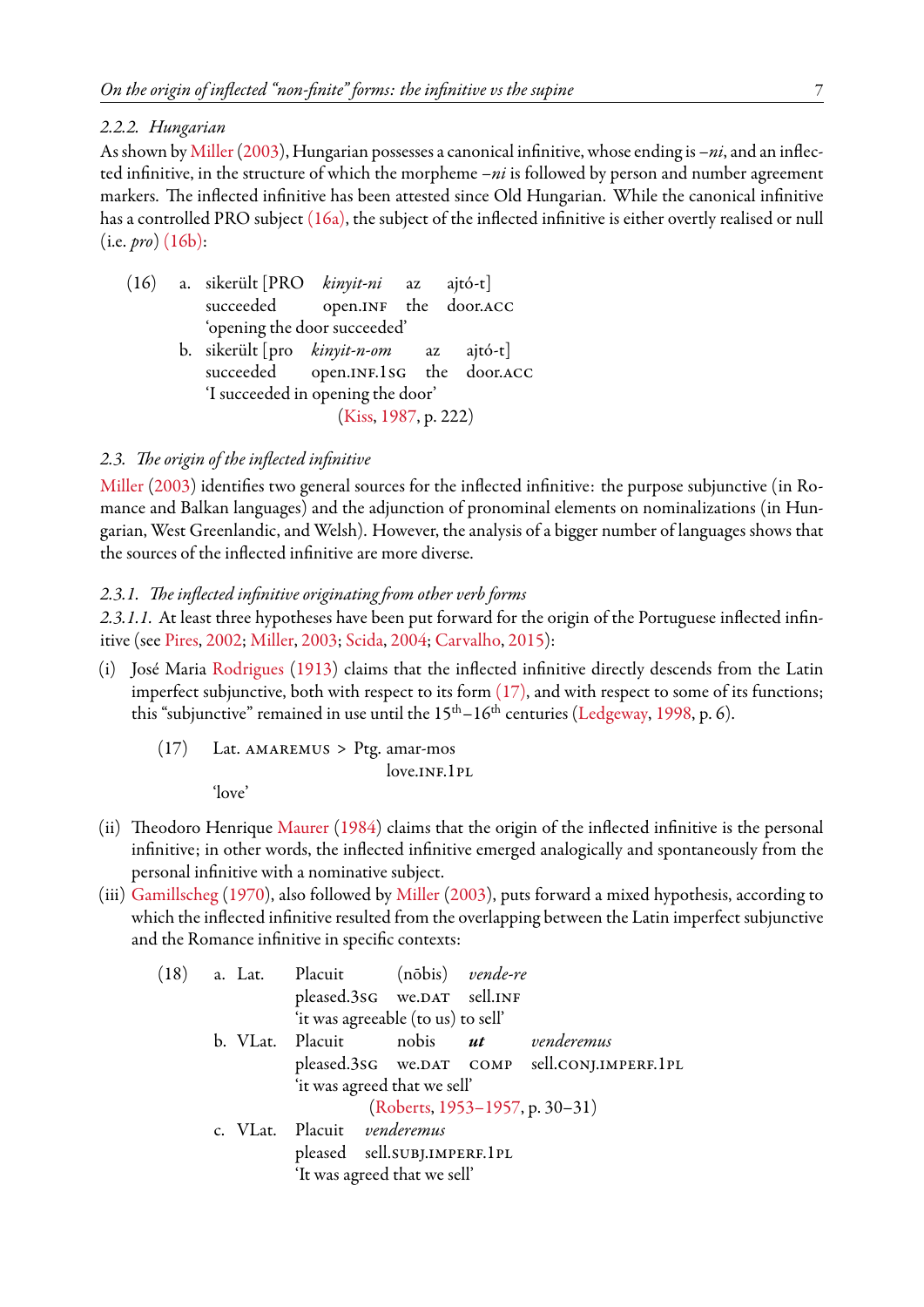### 2.2.2. *Hungarian*

As shown by Miller (2003), Hungarian possesses a canonical infinitive, whose ending is *–ni*, and an inflected infinitive, in the structure of which the morpheme *–ni* is followed by person and number agreement markers. The inflected infinitive has been attested since Old Hungarian. While the canonical infinitive has a controlled PRO subject (16a), the subject of the inflected infinitive is either overtly realised or null (i.e. *pro*) (16b):

(16) a. sikerült [PRO *kinyit-ni* az ajtó-t]
succeeded open.INF the door.ACC
'opening the door succeeded'

b. sikerült [pro *kinyit-n-om* az ajtó-t]
succeeded open.INF.1SG the door.ACC
'I succeeded in opening the door'
(Kiss, 1987, p. 222)

## 2.3. *The origin of the inflected infinitive*

Miller (2003) identifies two general sources for the inflected infinitive: the purpose subjunctive (in Romance and Balkan languages) and the adjunction of pronominal elements on nominalizations (in Hungarian, West Greenlandic, and Welsh). However, the analysis of a bigger number of languages shows that the sources of the inflected infinitive are more diverse.

### 2.3.1. *The inflected infinitive originating from other verb forms*

*2.3.1.1.* At least three hypotheses have been put forward for the origin of the Portuguese inflected infinitive (see Pires, 2002; Miller, 2003; Scida, 2004; Carvalho, 2015):

(i) José Maria Rodrigues (1913) claims that the inflected infinitive directly descends from the Latin imperfect subjunctive, both with respect to its form (17), and with respect to some of its functions; this "subjunctive" remained in use until the 15th–16th centuries (Ledgeway, 1998, p. 6).

(17) Lat. AMAREMUS > Ptg. amar-mos
love.INF.1PL
'love'

(ii) Theodoro Henrique Maurer (1984) claims that the origin of the inflected infinitive is the personal infinitive; in other words, the inflected infinitive emerged analogically and spontaneously from the personal infinitive with a nominative subject.

(iii) Gamillscheg (1970), also followed by Miller (2003), puts forward a mixed hypothesis, according to which the inflected infinitive resulted from the overlapping between the Latin imperfect subjunctive and the Romance infinitive in specific contexts:

(18) a. Lat. Placuit (nōbis) *vende-re*
pleased.3SG we.DAT sell.INF
'it was agreeable (to us) to sell'

b. VLat. Placuit nobis ***ut*** *venderemus*
pleased.3SG we.DAT COMP sell.CONJ.IMPERF.1PL
'it was agreed that we sell'
(Roberts, 1953–1957, p. 30–31)

c. VLat. Placuit *venderemus*
pleased sell.SUBJ.IMPERF.1PL
'It was agreed that we sell'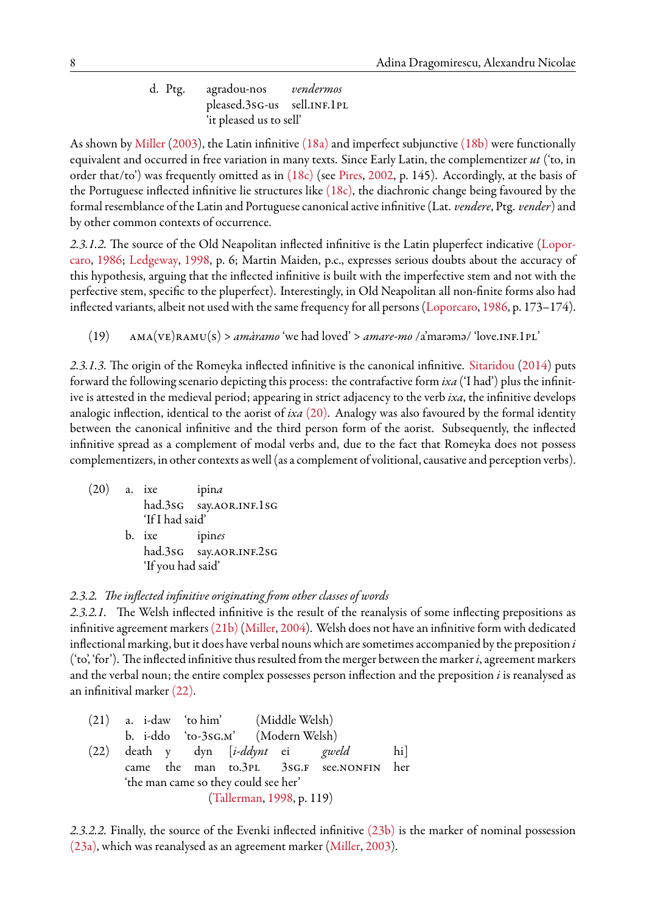d. Ptg. agradou-nos *vendermos*
pleased.3SG-us sell.INF.1PL
'it pleased us to sell'

As shown by Miller (2003), the Latin infinitive (18a) and imperfect subjunctive (18b) were functionally equivalent and occurred in free variation in many texts. Since Early Latin, the complementizer *ut* ('to, in order that/to') was frequently omitted as in (18c) (see Pires, 2002, p. 145). Accordingly, at the basis of the Portuguese inflected infinitive lie structures like (18c), the diachronic change being favoured by the formal resemblance of the Latin and Portuguese canonical active infinitive (Lat. *vendere*, Ptg. *vender*) and by other common contexts of occurrence.

*2.3.1.2.* The source of the Old Neapolitan inflected infinitive is the Latin pluperfect indicative (Loporcaro, 1986; Ledgeway, 1998, p. 6; Martin Maiden, p.c., expresses serious doubts about the accuracy of this hypothesis, arguing that the inflected infinitive is built with the imperfective stem and not with the perfective stem, specific to the pluperfect). Interestingly, in Old Neapolitan all non-finite forms also had inflected variants, albeit not used with the same frequency for all persons (Loporcaro, 1986, p. 173–174).

(19) AMA(VE)RAMU(S) > *amàramo* 'we had loved' > *amare-mo* /a'marəmə/ 'love.INF.1PL'

*2.3.1.3.* The origin of the Romeyka inflected infinitive is the canonical infinitive. Sitaridou (2014) puts forward the following scenario depicting this process: the contrafactive form *ixa* ('I had') plus the infinitive is attested in the medieval period; appearing in strict adjacency to the verb *ixa*, the infinitive develops analogic inflection, identical to the aorist of *ixa* (20). Analogy was also favoured by the formal identity between the canonical infinitive and the third person form of the aorist. Subsequently, the inflected infinitive spread as a complement of modal verbs and, due to the fact that Romeyka does not possess complementizers, in other contexts as well (as a complement of volitional, causative and perception verbs).

(20) a. ixe ipin*a*
had.3SG say.AOR.INF.1SG
'If I had said'

b. ixe ipin*es*
had.3SG say.AOR.INF.2SG
'If you had said'

### *2.3.2. The inflected infinitive originating from other classes of words*

*2.3.2.1.* The Welsh inflected infinitive is the result of the reanalysis of some inflecting prepositions as infinitive agreement markers (21b) (Miller, 2004). Welsh does not have an infinitive form with dedicated inflectional marking, but it does have verbal nouns which are sometimes accompanied by the preposition *i* ('to', 'for'). The inflected infinitive thus resulted from the merger between the marker *i*, agreement markers and the verbal noun; the entire complex possesses person inflection and the preposition *i* is reanalysed as an infinitival marker (22).

(21) a. i-daw 'to him' (Middle Welsh)
b. i-ddo 'to-3SG.M' (Modern Welsh)

(22) death y dyn [*i-ddynt* ei *gweld* hi]
came the man to.3PL 3SG.F see.NONFIN her
'the man came so they could see her'
(Tallerman, 1998, p. 119)

*2.3.2.2.* Finally, the source of the Evenki inflected infinitive (23b) is the marker of nominal possession (23a), which was reanalysed as an agreement marker (Miller, 2003).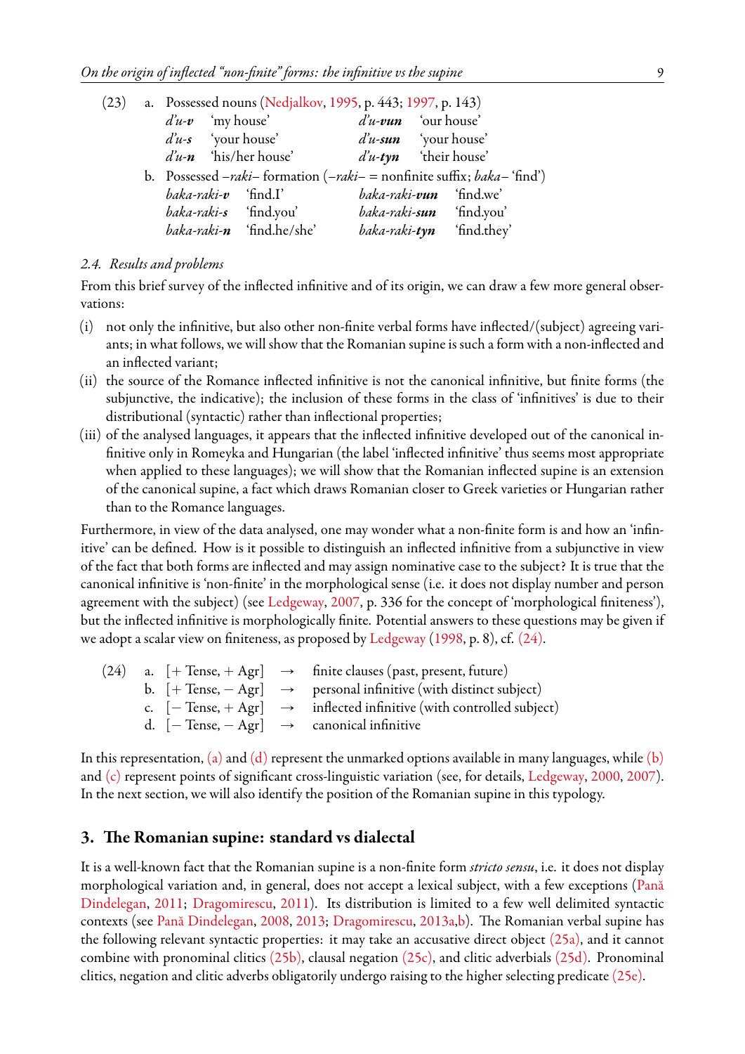(23) a. Possessed nouns (Nedjalkov, 1995, p. 443; 1997, p. 143)

| | | | |
|---|---|---|---|
| *d'u-**v*** | 'my house' | *d'u-**vun*** | 'our house' |
| *d'u-**s*** | 'your house' | *d'u-**sun*** | 'your house' |
| *d'u-**n*** | 'his/her house' | *d'u-**tyn*** | 'their house' |

b. Possessed *–raki–* formation (*–raki–* = nonfinite suffix; *baka–* 'find')

| | | | |
|---|---|---|---|
| *baka-raki-**v*** | 'find.I' | *baka-raki-**vun*** | 'find.we' |
| *baka-raki-**s*** | 'find.you' | *baka-raki-**sun*** | 'find.you' |
| *baka-raki-**n*** | 'find.he/she' | *baka-raki-**tyn*** | 'find.they' |

### *2.4. Results and problems*

From this brief survey of the inflected infinitive and of its origin, we can draw a few more general observations:

(i) not only the infinitive, but also other non-finite verbal forms have inflected/(subject) agreeing variants; in what follows, we will show that the Romanian supine is such a form with a non-inflected and an inflected variant;

(ii) the source of the Romance inflected infinitive is not the canonical infinitive, but finite forms (the subjunctive, the indicative); the inclusion of these forms in the class of 'infinitives' is due to their distributional (syntactic) rather than inflectional properties;

(iii) of the analysed languages, it appears that the inflected infinitive developed out of the canonical infinitive only in Romeyka and Hungarian (the label 'inflected infinitive' thus seems most appropriate when applied to these languages); we will show that the Romanian inflected supine is an extension of the canonical supine, a fact which draws Romanian closer to Greek varieties or Hungarian rather than to the Romance languages.

Furthermore, in view of the data analysed, one may wonder what a non-finite form is and how an 'infinitive' can be defined. How is it possible to distinguish an inflected infinitive from a subjunctive in view of the fact that both forms are inflected and may assign nominative case to the subject? It is true that the canonical infinitive is 'non-finite' in the morphological sense (i.e. it does not display number and person agreement with the subject) (see Ledgeway, 2007, p. 336 for the concept of 'morphological finiteness'), but the inflected infinitive is morphologically finite. Potential answers to these questions may be given if we adopt a scalar view on finiteness, as proposed by Ledgeway (1998, p. 8), cf. (24).

(24)
a. [+ Tense, + Agr] → finite clauses (past, present, future)
b. [+ Tense, − Agr] → personal infinitive (with distinct subject)
c. [− Tense, + Agr] → inflected infinitive (with controlled subject)
d. [− Tense, − Agr] → canonical infinitive

In this representation, (a) and (d) represent the unmarked options available in many languages, while (b) and (c) represent points of significant cross-linguistic variation (see, for details, Ledgeway, 2000, 2007). In the next section, we will also identify the position of the Romanian supine in this typology.

## 3. The Romanian supine: standard vs dialectal

It is a well-known fact that the Romanian supine is a non-finite form *stricto sensu*, i.e. it does not display morphological variation and, in general, does not accept a lexical subject, with a few exceptions (Pană Dindelegan, 2011; Dragomirescu, 2011). Its distribution is limited to a few well delimited syntactic contexts (see Pană Dindelegan, 2008, 2013; Dragomirescu, 2013a,b). The Romanian verbal supine has the following relevant syntactic properties: it may take an accusative direct object (25a), and it cannot combine with pronominal clitics (25b), clausal negation (25c), and clitic adverbials (25d). Pronominal clitics, negation and clitic adverbs obligatorily undergo raising to the higher selecting predicate (25e).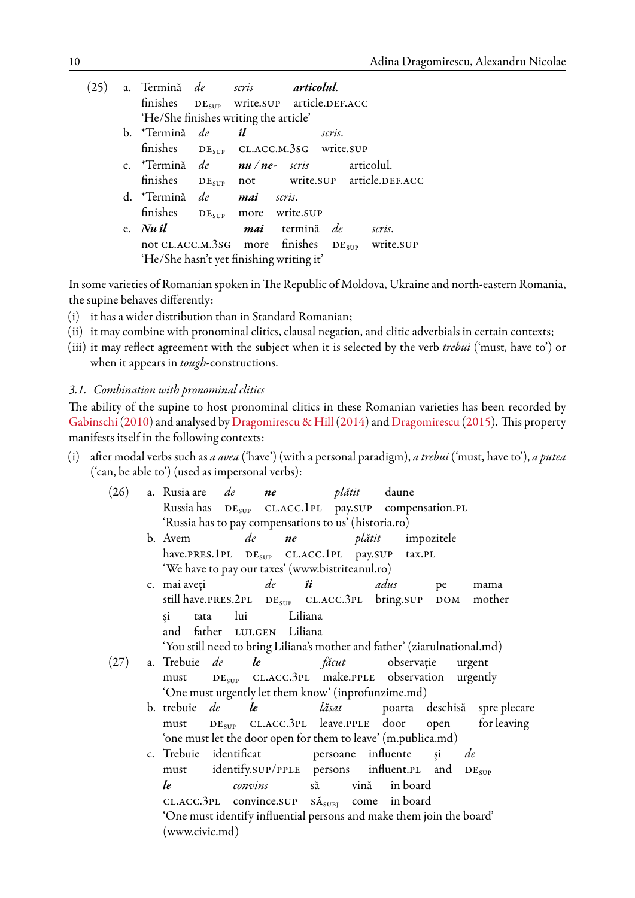(25) a. Termină *de* *scris* ***articolul***.
finishes $\text{DE}_{\text{SUP}}$ write.SUP article.DEF.ACC
'He/She finishes writing the article'

b. *Termină *de* ***îl*** *scris*.
finishes $\text{DE}_{\text{SUP}}$ CL.ACC.M.3SG write.SUP

c. *Termină *de* ***nu / ne-*** *scris* articolul.
finishes $\text{DE}_{\text{SUP}}$ not write.SUP article.DEF.ACC

d. *Termină *de* ***mai*** *scris*.
finishes $\text{DE}_{\text{SUP}}$ more write.SUP

e. ***Nu îl*** ***mai*** termină *de* *scris*.
not CL.ACC.M.3SG more finishes $\text{DE}_{\text{SUP}}$ write.SUP
'He/She hasn't yet finishing writing it'

In some varieties of Romanian spoken in The Republic of Moldova, Ukraine and north-eastern Romania, the supine behaves differently:

(i) it has a wider distribution than in Standard Romanian;
(ii) it may combine with pronominal clitics, clausal negation, and clitic adverbials in certain contexts;
(iii) it may reflect agreement with the subject when it is selected by the verb *trebui* ('must, have to') or when it appears in *tough*-constructions.

### 3.1. *Combination with pronominal clitics*

The ability of the supine to host pronominal clitics in these Romanian varieties has been recorded by Gabinschi (2010) and analysed by Dragomirescu & Hill (2014) and Dragomirescu (2015). This property manifests itself in the following contexts:

(i) after modal verbs such as *a avea* ('have') (with a personal paradigm), *a trebui* ('must, have to'), *a putea* ('can, be able to') (used as impersonal verbs):

(26) a. Rusia are *de* ***ne*** *plătit* daune
Russia has $\text{DE}_{\text{SUP}}$ CL.ACC.1PL pay.SUP compensation.PL
'Russia has to pay compensations to us' (historia.ro)

b. Avem *de* ***ne*** *plătit* impozitele
have.PRES.1PL $\text{DE}_{\text{SUP}}$ CL.ACC.1PL pay.SUP tax.PL
'We have to pay our taxes' (www.bistriteanul.ro)

c. mai aveți *de* ***îi*** *adus* pe mama
still have.PRES.2PL $\text{DE}_{\text{SUP}}$ CL.ACC.3PL bring.SUP DOM mother
și tata lui Liliana
and father LUI.GEN Liliana
'You still need to bring Liliana's mother and father' (ziarulnational.md)

(27) a. Trebuie *de* ***le*** *făcut* observație urgent
must $\text{DE}_{\text{SUP}}$ CL.ACC.3PL make.PPLE observation urgently
'One must urgently let them know' (inprofunzime.md)

b. trebuie *de* ***le*** *lăsat* poarta deschisă spre plecare
must $\text{DE}_{\text{SUP}}$ CL.ACC.3PL leave.PPLE door open for leaving
'one must let the door open for them to leave' (m.publica.md)

c. Trebuie identificat persoane influente și *de*
must identify.SUP/PPLE persons influent.PL and $\text{DE}_{\text{SUP}}$
***le*** *convins* să vină în board
CL.ACC.3PL convince.SUP $\text{SĂ}_{\text{SUBJ}}$ come in board
'One must identify influential persons and make them join the board' (www.civic.md)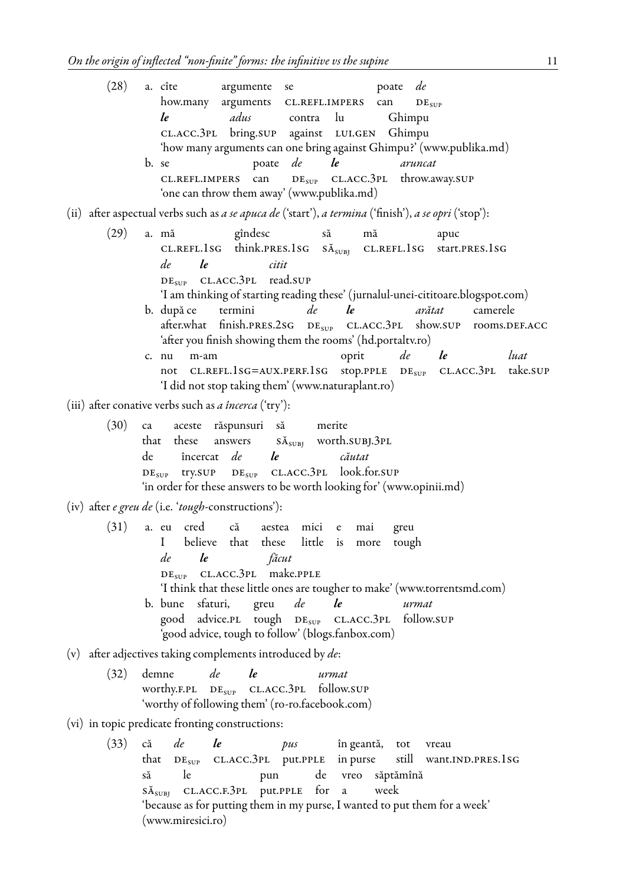(28) a. cîte argumente se poate *de* *le* *adus* contra lu Ghimpu
   how.many arguments CL.REFL.IMPERS can $\text{DE}_{\text{SUP}}$ CL.ACC.3PL bring.SUP against LUI.GEN Ghimpu
   'how many arguments can one bring against Ghimpu?' (www.publika.md)

b. se poate *de* ***le*** *aruncat*
   CL.REFL.IMPERS can $\text{DE}_{\text{SUP}}$ CL.ACC.3PL throw.away.SUP
   'one can throw them away' (www.publika.md)

(ii) after aspectual verbs such as *a se apuca de* ('start'), *a termina* ('finish'), *a se opri* ('stop'):

(29) a. mă gîndesc să mă apuc *de* ***le*** *citit*
   CL.REFL.1SG think.PRES.1SG $\text{SĂ}_{\text{SUBJ}}$ CL.REFL.1SG start.PRES.1SG $\text{DE}_{\text{SUP}}$ CL.ACC.3PL read.SUP
   'I am thinking of starting reading these' (jurnalul-unei-cititoare.blogspot.com)

b. după ce termini *de* ***le*** *arătat* camerele
   after.what finish.PRES.2SG $\text{DE}_{\text{SUP}}$ CL.ACC.3PL show.SUP rooms.DEF.ACC
   'after you finish showing them the rooms' (hd.portaltv.ro)

c. nu m-am oprit *de* ***le*** *luat*
   not CL.REFL.1SG=AUX.PERF.1SG stop.PPLE $\text{DE}_{\text{SUP}}$ CL.ACC.3PL take.SUP
   'I did not stop taking them' (www.naturaplant.ro)

(iii) after conative verbs such as *a încerca* ('try'):

(30) ca aceste răspunsuri să merite de încercat *de* ***le*** *căutat*
   that these answers $\text{SĂ}_{\text{SUBJ}}$ worth.SUBJ.3PL $\text{DE}_{\text{SUP}}$ try.SUP $\text{DE}_{\text{SUP}}$ CL.ACC.3PL look.for.SUP
   'in order for these answers to be worth looking for' (www.opinii.md)

(iv) after *e greu de* (i.e. '*tough*-constructions'):

(31) a. eu cred că aestea mici e mai greu *de* ***le*** *făcut*
   I believe that these little is more tough $\text{DE}_{\text{SUP}}$ CL.ACC.3PL make.PPLE
   'I think that these little ones are tougher to make' (www.torrentsmd.com)

b. bune sfaturi, greu *de* ***le*** *urmat*
   good advice.PL tough $\text{DE}_{\text{SUP}}$ CL.ACC.3PL follow.SUP
   'good advice, tough to follow' (blogs.fanbox.com)

(v) after adjectives taking complements introduced by *de*:

(32) demne *de* ***le*** *urmat*
   worthy.F.PL $\text{DE}_{\text{SUP}}$ CL.ACC.3PL follow.SUP
   'worthy of following them' (ro-ro.facebook.com)

(vi) in topic predicate fronting constructions:

(33) că *de* ***le*** *pus* în geantă, tot vreau să le pun de vreo săptămînă
   that $\text{DE}_{\text{SUP}}$ CL.ACC.3PL put.PPLE in purse still want.IND.PRES.1SG $\text{SĂ}_{\text{SUBJ}}$ CL.ACC.F.3PL put.PPLE for a week
   'because as for putting them in my purse, I wanted to put them for a week' (www.miresici.ro)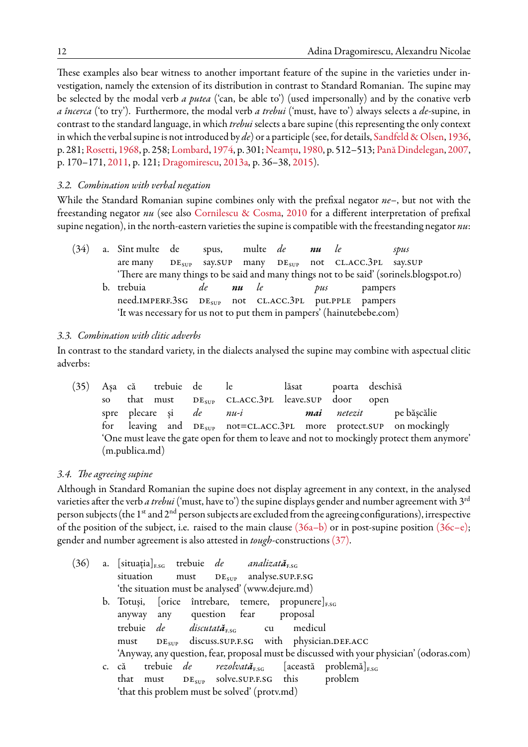These examples also bear witness to another important feature of the supine in the varieties under investigation, namely the extension of its distribution in contrast to Standard Romanian. The supine may be selected by the modal verb *a putea* ('can, be able to') (used impersonally) and by the conative verb *a încerca* ('to try'). Furthermore, the modal verb *a trebui* ('must, have to') always selects a *de*-supine, in contrast to the standard language, in which *trebui* selects a bare supine (this representing the only context in which the verbal supine is not introduced by *de*) or a participle (see, for details, Sandfeld & Olsen, 1936, p. 281; Rosetti, 1968, p. 258; Lombard, 1974, p. 301; Neamțu, 1980, p. 512–513; Pană Dindelegan, 2007, p. 170–171, 2011, p. 121; Dragomirescu, 2013a, p. 36–38, 2015).

### 3.2. *Combination with verbal negation*

While the Standard Romanian supine combines only with the prefixal negator *ne–*, but not with the freestanding negator *nu* (see also Cornilescu & Cosma, 2010 for a different interpretation of prefixal supine negation), in the north-eastern varieties the supine is compatible with the freestanding negator *nu*:

(34) a. Sînt multe de spus, multe *de* ***nu*** *le* *spus*
are many DE~SUP~ say.SUP many DE~SUP~ not CL.ACC.3PL say.SUP
'There are many things to be said and many things not to be said' (sorinels.blogspot.ro)

b. trebuia *de* ***nu*** *le* *pus* pampers
need.IMPERF.3SG DE~SUP~ not CL.ACC.3PL put.PPLE pampers
'It was necessary for us not to put them in pampers' (hainutebebe.com)

### 3.3. *Combination with clitic adverbs*

In contrast to the standard variety, in the dialects analysed the supine may combine with aspectual clitic adverbs:

(35) Așa că trebuie de le lăsat poarta deschisă
so that must DE~SUP~ CL.ACC.3PL leave.SUP door open
spre plecare și *de* *nu-i* ***mai*** *netezit* pe bășcălie
for leaving and DE~SUP~ not=CL.ACC.3PL more protect.SUP on mockingly
'One must leave the gate open for them to leave and not to mockingly protect them anymore' (m.publica.md)

### 3.4. *The agreeing supine*

Although in Standard Romanian the supine does not display agreement in any context, in the analysed varieties after the verb *a trebui* ('must, have to') the supine displays gender and number agreement with 3rd person subjects (the 1st and 2nd person subjects are excluded from the agreeing configurations), irrespective of the position of the subject, i.e. raised to the main clause (36a–b) or in post-supine position (36c–e); gender and number agreement is also attested in *tough*-constructions (37).

(36) a. [situația]~F.SG~ trebuie *de* *analizat**ă***~F.SG~
situation must DE~SUP~ analyse.SUP.F.SG
'the situation must be analysed' (www.dejure.md)

b. Totuși, [orice întrebare, temere, propunere]~F.SG~
anyway any question fear proposal
trebuie *de* *discutat**ă***~F.SG~ cu medicul
must DE~SUP~ discuss.SUP.F.SG with physician.DEF.ACC
'Anyway, any question, fear, proposal must be discussed with your physician' (odoras.com)

c. că trebuie *de* *rezolvat**ă***~F.SG~ [această problemă]~F.SG~
that must DE~SUP~ solve.SUP.F.SG this problem
'that this problem must be solved' (protv.md)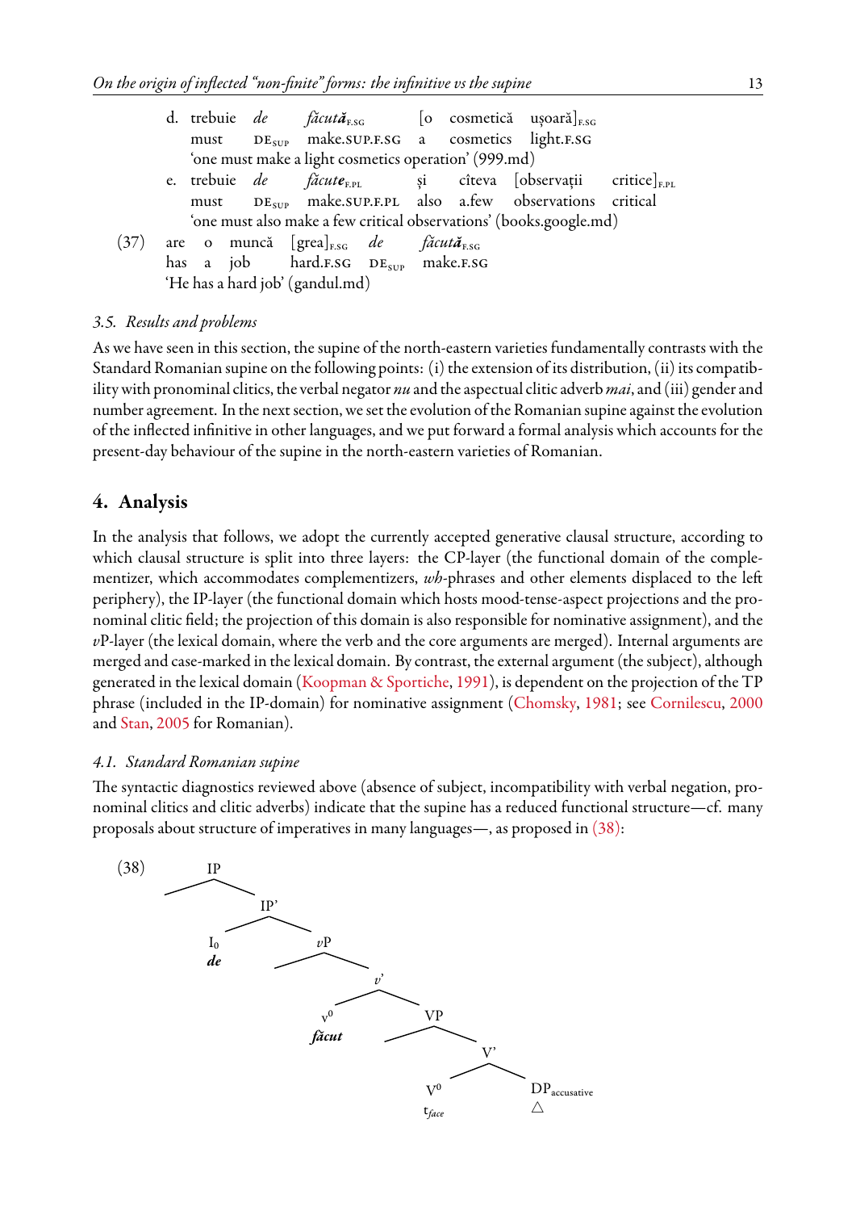d. trebuie *de* ***făcută***$_{F.SG}$ [o cosmetică ușoară]$_{F.SG}$
must DE$_{SUP}$ make.SUP.F.SG a cosmetics light.F.SG
'one must make a light cosmetics operation' (999.md)

e. trebuie *de* ***făcute***$_{F.PL}$ și câteva [observații critice]$_{F.PL}$
must DE$_{SUP}$ make.SUP.F.PL also a.few observations critical
'one must also make a few critical observations' (books.google.md)

(37) are o muncă [grea]$_{F.SG}$ *de* ***făcută***$_{F.SG}$
has a job hard.F.SG DE$_{SUP}$ make.F.SG
'He has a hard job' (gandul.md)

### *3.5. Results and problems*

As we have seen in this section, the supine of the north-eastern varieties fundamentally contrasts with the Standard Romanian supine on the following points: (i) the extension of its distribution, (ii) its compatibility with pronominal clitics, the verbal negator *nu* and the aspectual clitic adverb *mai*, and (iii) gender and number agreement. In the next section, we set the evolution of the Romanian supine against the evolution of the inflected infinitive in other languages, and we put forward a formal analysis which accounts for the present-day behaviour of the supine in the north-eastern varieties of Romanian.

## 4. Analysis

In the analysis that follows, we adopt the currently accepted generative clausal structure, according to which clausal structure is split into three layers: the CP-layer (the functional domain of the complementizer, which accommodates complementizers, *wh*-phrases and other elements displaced to the left periphery), the IP-layer (the functional domain which hosts mood-tense-aspect projections and the pronominal clitic field; the projection of this domain is also responsible for nominative assignment), and the *v*P-layer (the lexical domain, where the verb and the core arguments are merged). Internal arguments are merged and case-marked in the lexical domain. By contrast, the external argument (the subject), although generated in the lexical domain (Koopman & Sportiche, 1991), is dependent on the projection of the TP phrase (included in the IP-domain) for nominative assignment (Chomsky, 1981; see Cornilescu, 2000 and Stan, 2005 for Romanian).

### *4.1. Standard Romanian supine*

The syntactic diagnostics reviewed above (absence of subject, incompatibility with verbal negation, pronominal clitics and clitic adverbs) indicate that the supine has a reduced functional structure—cf. many proposals about structure of imperatives in many languages—, as proposed in (38):

(38) [IP [IP' [$I_0$ ***de***] [*v*P [*v*' [$v^0$ ***făcut***] [VP [V' [$V^0$ $t_{face}$] [$DP_{accusative}$]]]]]]]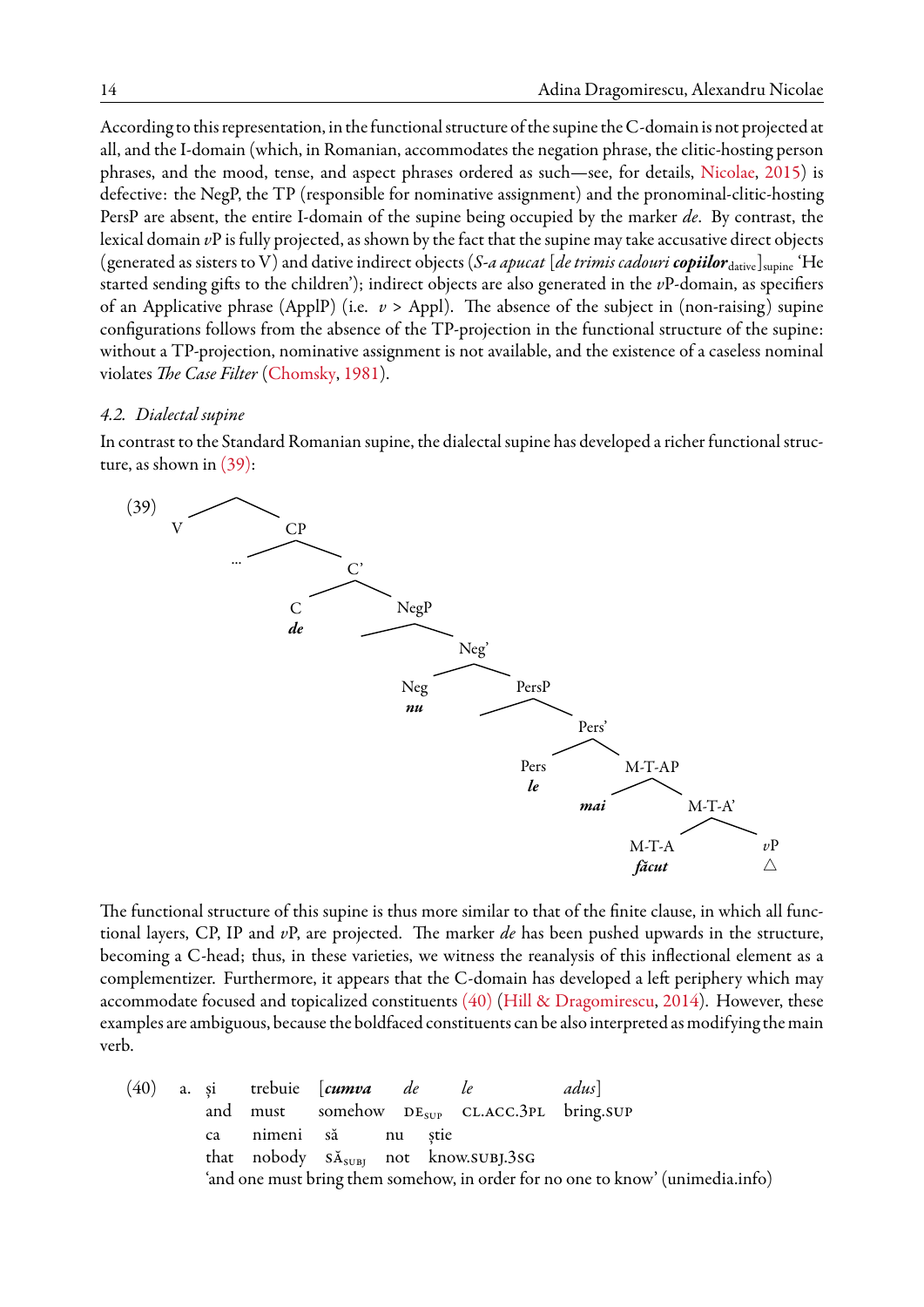According to this representation, in the functional structure of the supine the C-domain is not projected at all, and the I-domain (which, in Romanian, accommodates the negation phrase, the clitic-hosting person phrases, and the mood, tense, and aspect phrases ordered as such—see, for details, Nicolae, 2015) is defective: the NegP, the TP (responsible for nominative assignment) and the pronominal-clitic-hosting PersP are absent, the entire I-domain of the supine being occupied by the marker *de*. By contrast, the lexical domain *v*P is fully projected, as shown by the fact that the supine may take accusative direct objects (generated as sisters to V) and dative indirect objects (*S-a apucat* [*de trimis cadouri **copiilor***$_{\text{dative}}$]$_{\text{supine}}$ 'He started sending gifts to the children'); indirect objects are also generated in the *v*P-domain, as specifiers of an Applicative phrase (ApplP) (i.e. $v$ > Appl). The absence of the subject in (non-raising) supine configurations follows from the absence of the TP-projection in the functional structure of the supine: without a TP-projection, nominative assignment is not available, and the existence of a caseless nominal violates *The Case Filter* (Chomsky, 1981).

### *4.2. Dialectal supine*

In contrast to the Standard Romanian supine, the dialectal supine has developed a richer functional structure, as shown in (39):

(39) [V [CP … [C' [C ***de***] [NegP [Neg' [Neg ***nu***] [PersP [Pers' [Pers ***le***] [M-T-AP ***mai*** [M-T-A' [M-T-A ***făcut***] [*v*P △]]]]]]]]]]

The functional structure of this supine is thus more similar to that of the finite clause, in which all functional layers, CP, IP and *v*P, are projected. The marker *de* has been pushed upwards in the structure, becoming a C-head; thus, in these varieties, we witness the reanalysis of this inflectional element as a complementizer. Furthermore, it appears that the C-domain has developed a left periphery which may accommodate focused and topicalized constituents (40) (Hill & Dragomirescu, 2014). However, these examples are ambiguous, because the boldfaced constituents can be also interpreted as modifying the main verb.

(40) a. și trebuie [***cumva*** *de* *le* *adus*]
and must somehow DE$_{\text{SUP}}$ CL.ACC.3PL bring.SUP
ca nimeni să nu știe
that nobody SĂ$_{\text{SUBJ}}$ not know.SUBJ.3SG
'and one must bring them somehow, in order for no one to know' (unimedia.info)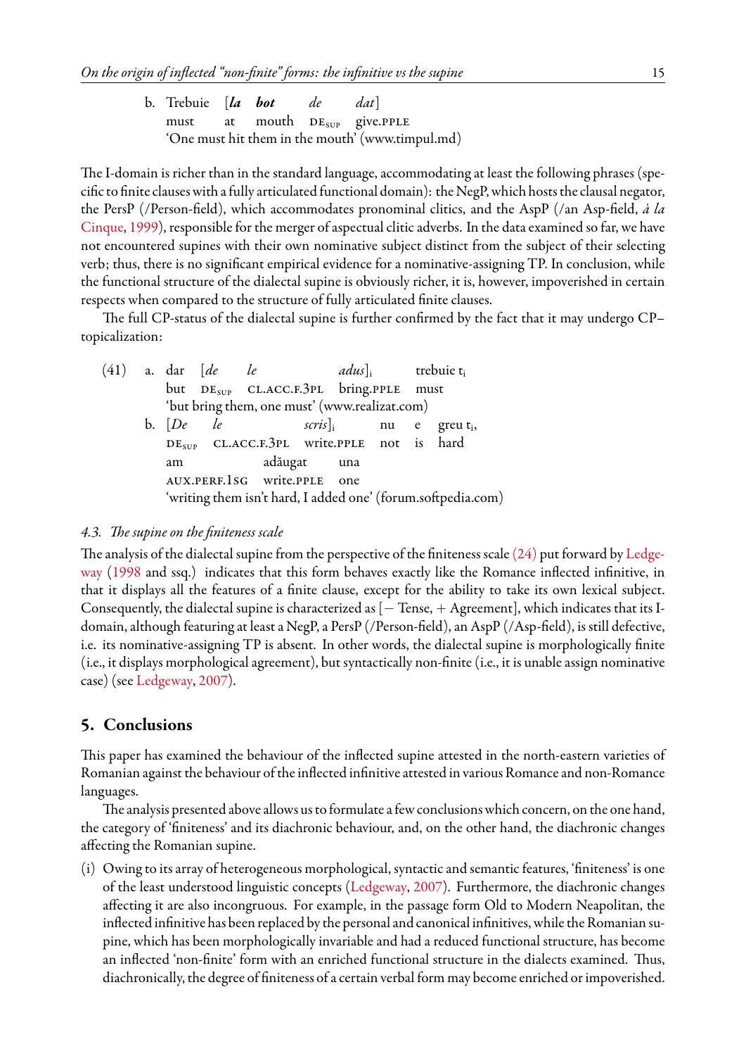b. Trebuie [***la*** ***bot*** *de* *dat*]
   must at mouth DE<sub>SUP</sub> give.PPLE
   'One must hit them in the mouth' (www.timpul.md)

The I-domain is richer than in the standard language, accommodating at least the following phrases (specific to finite clauses with a fully articulated functional domain): the NegP, which hosts the clausal negator, the PersP (/Person-field), which accommodates pronominal clitics, and the AspP (/an Asp-field, *à la* Cinque, 1999), responsible for the merger of aspectual clitic adverbs. In the data examined so far, we have not encountered supines with their own nominative subject distinct from the subject of their selecting verb; thus, there is no significant empirical evidence for a nominative-assigning TP. In conclusion, while the functional structure of the dialectal supine is obviously richer, it is, however, impoverished in certain respects when compared to the structure of fully articulated finite clauses.

The full CP-status of the dialectal supine is further confirmed by the fact that it may undergo CP–topicalization:

(41) a. dar [*de* *le* *adus*]$_i$ trebuie t$_i$
   but DE$_{SUP}$ CL.ACC.F.3PL bring.PPLE must
   'but bring them, one must' (www.realizat.com)

b. [*De* *le* *scris*]$_i$ nu e greu t$_i$,
   DE$_{SUP}$ CL.ACC.F.3PL write.PPLE not is hard
   am adăugat una
   AUX.PERF.1SG write.PPLE one
   'writing them isn't hard, I added one' (forum.softpedia.com)

### 4.3. *The supine on the finiteness scale*

The analysis of the dialectal supine from the perspective of the finiteness scale (24) put forward by Ledgeway (1998 and ssq.) indicates that this form behaves exactly like the Romance inflected infinitive, in that it displays all the features of a finite clause, except for the ability to take its own lexical subject. Consequently, the dialectal supine is characterized as [− Tense, + Agreement], which indicates that its I-domain, although featuring at least a NegP, a PersP (/Person-field), an AspP (/Asp-field), is still defective, i.e. its nominative-assigning TP is absent. In other words, the dialectal supine is morphologically finite (i.e., it displays morphological agreement), but syntactically non-finite (i.e., it is unable assign nominative case) (see Ledgeway, 2007).

## 5. Conclusions

This paper has examined the behaviour of the inflected supine attested in the north-eastern varieties of Romanian against the behaviour of the inflected infinitive attested in various Romance and non-Romance languages.

The analysis presented above allows us to formulate a few conclusions which concern, on the one hand, the category of 'finiteness' and its diachronic behaviour, and, on the other hand, the diachronic changes affecting the Romanian supine.

(i) Owing to its array of heterogeneous morphological, syntactic and semantic features, 'finiteness' is one of the least understood linguistic concepts (Ledgeway, 2007). Furthermore, the diachronic changes affecting it are also incongruous. For example, in the passage form Old to Modern Neapolitan, the inflected infinitive has been replaced by the personal and canonical infinitives, while the Romanian supine, which has been morphologically invariable and had a reduced functional structure, has become an inflected 'non-finite' form with an enriched functional structure in the dialects examined. Thus, diachronically, the degree of finiteness of a certain verbal form may become enriched or impoverished.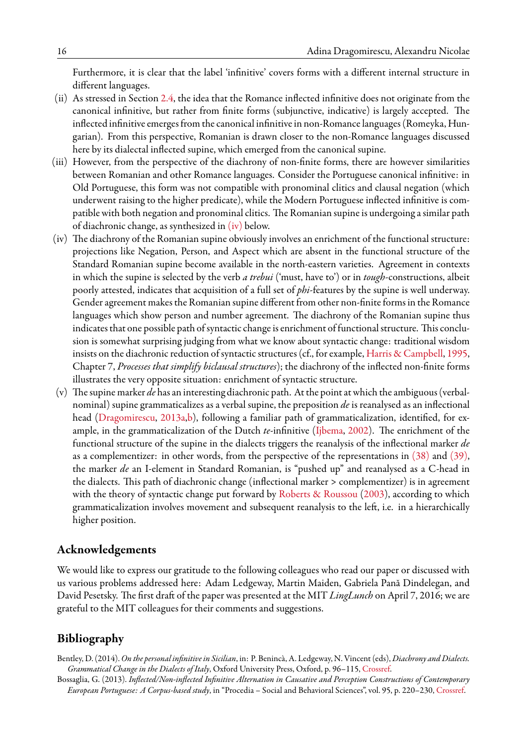Furthermore, it is clear that the label 'infinitive' covers forms with a different internal structure in different languages.

(ii) As stressed in Section 2.4, the idea that the Romance inflected infinitive does not originate from the canonical infinitive, but rather from finite forms (subjunctive, indicative) is largely accepted. The inflected infinitive emerges from the canonical infinitive in non-Romance languages (Romeyka, Hungarian). From this perspective, Romanian is drawn closer to the non-Romance languages discussed here by its dialectal inflected supine, which emerged from the canonical supine.

(iii) However, from the perspective of the diachrony of non-finite forms, there are however similarities between Romanian and other Romance languages. Consider the Portuguese canonical infinitive: in Old Portuguese, this form was not compatible with pronominal clitics and clausal negation (which underwent raising to the higher predicate), while the Modern Portuguese inflected infinitive is compatible with both negation and pronominal clitics. The Romanian supine is undergoing a similar path of diachronic change, as synthesized in (iv) below.

(iv) The diachrony of the Romanian supine obviously involves an enrichment of the functional structure: projections like Negation, Person, and Aspect which are absent in the functional structure of the Standard Romanian supine become available in the north-eastern varieties. Agreement in contexts in which the supine is selected by the verb *a trebui* ('must, have to') or in *tough*-constructions, albeit poorly attested, indicates that acquisition of a full set of *phi*-features by the supine is well underway. Gender agreement makes the Romanian supine different from other non-finite forms in the Romance languages which show person and number agreement. The diachrony of the Romanian supine thus indicates that one possible path of syntactic change is enrichment of functional structure. This conclusion is somewhat surprising judging from what we know about syntactic change: traditional wisdom insists on the diachronic reduction of syntactic structures (cf., for example, Harris & Campbell, 1995, Chapter 7, *Processes that simplify biclausal structures*); the diachrony of the inflected non-finite forms illustrates the very opposite situation: enrichment of syntactic structure.

(v) The supine marker *de* has an interesting diachronic path. At the point at which the ambiguous (verbal-nominal) supine grammaticalizes as a verbal supine, the preposition *de* is reanalysed as an inflectional head (Dragomirescu, 2013a,b), following a familiar path of grammaticalization, identified, for example, in the grammaticalization of the Dutch *te*-infinitive (Ijbema, 2002). The enrichment of the functional structure of the supine in the dialects triggers the reanalysis of the inflectional marker *de* as a complementizer: in other words, from the perspective of the representations in (38) and (39), the marker *de* an I-element in Standard Romanian, is "pushed up" and reanalysed as a C-head in the dialects. This path of diachronic change (inflectional marker > complementizer) is in agreement with the theory of syntactic change put forward by Roberts & Roussou (2003), according to which grammaticalization involves movement and subsequent reanalysis to the left, i.e. in a hierarchically higher position.

## Acknowledgements

We would like to express our gratitude to the following colleagues who read our paper or discussed with us various problems addressed here: Adam Ledgeway, Martin Maiden, Gabriela Pană Dindelegan, and David Pesetsky. The first draft of the paper was presented at the MIT *LingLunch* on April 7, 2016; we are grateful to the MIT colleagues for their comments and suggestions.

## Bibliography

Bentley, D. (2014). *On the personal infinitive in Sicilian*, in: P. Benincà, A. Ledgeway, N. Vincent (eds), *Diachrony and Dialects. Grammatical Change in the Dialects of Italy*, Oxford University Press, Oxford, p. 96–115, Crossref.

Bossaglia, G. (2013). *Inflected/Non-inflected Infinitive Alternation in Causative and Perception Constructions of Contemporary European Portuguese: A Corpus-based study*, in "Procedia – Social and Behavioral Sciences", vol. 95, p. 220–230, Crossref.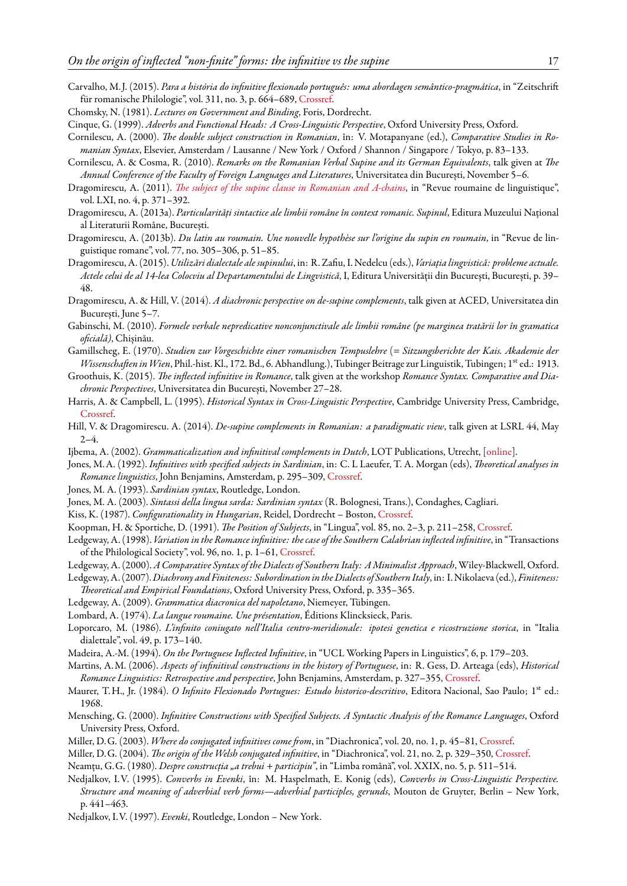Carvalho, M. J. (2015). *Para a história do infinitive flexionado português: uma abordagen semântico-pragmática*, in “Zeitschrift für romanische Philologie”, vol. 311, no. 3, p. 664–689, Crossref.

Chomsky, N. (1981). *Lectures on Government and Binding*, Foris, Dordrecht.

Cinque, G. (1999). *Adverbs and Functional Heads: A Cross-Linguistic Perspective*, Oxford University Press, Oxford.

Cornilescu, A. (2000). *The double subject construction in Romanian*, în: V. Motapanyane (ed.), *Comparative Studies in Romanian Syntax*, Elsevier, Amsterdam / Lausanne / New York / Oxford / Shannon / Singapore / Tokyo, p. 83–133.

Cornilescu, A. & Cosma, R. (2010). *Remarks on the Romanian Verbal Supine and its German Equivalents*, talk given at *The Annual Conference of the Faculty of Foreign Languages and Literatures*, Universitatea din București, November 5–6.

Dragomirescu, A. (2011). *The subject of the supine clause in Romanian and A-chains*, in “Revue roumaine de linguistique”, vol. LXI, no. 4, p. 371–392.

Dragomirescu, A. (2013a). *Particularități sintactice ale limbii române în context romanic. Supinul*, Editura Muzeului Național al Literaturii Române, București.

Dragomirescu, A. (2013b). *Du latin au roumain. Une nouvelle hypothèse sur l'origine du supin en roumain*, in “Revue de linguistique romane”, vol. 77, no. 305–306, p. 51–85.

Dragomirescu, A. (2015). *Utilizări dialectale ale supinului*, in: R. Zafiu, I. Nedelcu (eds.), *Variația lingvistică: probleme actuale. Actele celui de al 14-lea Colocviu al Departamentului de Lingvistică*, I, Editura Universității din București, București, p. 39–48.

Dragomirescu, A. & Hill, V. (2014). *A diachronic perspective on de-supine complements*, talk given at ACED, Universitatea din București, June 5–7.

Gabinschi, M. (2010). *Formele verbale nepredicative nonconjunctivale ale limbii române (pe marginea tratării lor în gramatica oficială)*, Chișinău.

Gamillscheg, E. (1970). *Studien zur Vorgeschichte einer romanischen Tempuslehre* (= *Sitzungsberichte der Kais. Akademie der Wissenschaften in Wien*, Phil.-hist. Kl., 172. Bd., 6. Abhandlung.), Tubinger Beitrage zur Linguistik, Tubingen; 1st ed.: 1913.

Groothuis, K. (2015). *The inflected infinitive in Romance*, talk given at the workshop *Romance Syntax. Comparative and Diachronic Perspectives*, Universitatea din București, November 27–28.

Harris, A. & Campbell, L. (1995). *Historical Syntax in Cross-Linguistic Perspective*, Cambridge University Press, Cambridge, Crossref.

Hill, V. & Dragomirescu. A. (2014). *De-supine complements in Romanian: a paradigmatic view*, talk given at LSRL 44, May 2–4.

Ijbema, A. (2002). *Grammaticalization and infinitival complements in Dutch*, LOT Publications, Utrecht, [online].

Jones, M. A. (1992). *Infinitives with specified subjects in Sardinian*, in: C. L Laeufer, T. A. Morgan (eds), *Theoretical analyses in Romance linguistics*, John Benjamins, Amsterdam, p. 295–309, Crossref.

Jones, M. A. (1993). *Sardinian syntax*, Routledge, London.

Jones, M. A. (2003). *Sintassi della lingua sarda: Sardinian syntax* (R. Bolognesi, Trans.), Condaghes, Cagliari.

Kiss, K. (1987). *Configurationality in Hungarian*, Reidel, Dordrecht – Boston, Crossref.

Koopman, H. & Sportiche, D. (1991). *The Position of Subjects*, in “Lingua”, vol. 85, no. 2–3, p. 211–258, Crossref.

Ledgeway, A. (1998). *Variation in the Romance infinitive: the case of the Southern Calabrian inflected infinitive*, in “Transactions of the Philological Society”, vol. 96, no. 1, p. 1–61, Crossref.

Ledgeway, A. (2000). *A Comparative Syntax of the Dialects of Southern Italy: A Minimalist Approach*, Wiley-Blackwell, Oxford.

Ledgeway, A. (2007). *Diachrony and Finiteness: Subordination in the Dialects of Southern Italy*, in: I. Nikolaeva (ed.), *Finiteness: Theoretical and Empirical Foundations*, Oxford University Press, Oxford, p. 335–365.

Ledgeway, A. (2009). *Grammatica diacronica del napoletano*, Niemeyer, Tübingen.

Lombard, A. (1974). *La langue roumaine. Une présentation*, Éditions Klincksieck, Paris.

Loporcaro, M. (1986). *L'infinito coniugato nell'Italia centro-meridionale: ipotesi genetica e ricostruzione storica*, in “Italia dialettale”, vol. 49, p. 173–140.

Madeira, A.-M. (1994). *On the Portuguese Inflected Infinitive*, in “UCL Working Papers in Linguistics”, 6, p. 179–203.

Martins, A. M. (2006). *Aspects of infinitival constructions in the history of Portuguese*, in: R. Gess, D. Arteaga (eds), *Historical Romance Linguistics: Retrospective and perspective*, John Benjamins, Amsterdam, p. 327–355, Crossref.

Maurer, T. H., Jr. (1984). *O Infinito Flexionado Portugues: Estudo historico-descritivo*, Editora Nacional, Sao Paulo; 1st ed.: 1968.

Mensching, G. (2000). *Infinitive Constructions with Specified Subjects. A Syntactic Analysis of the Romance Languages*, Oxford University Press, Oxford.

Miller, D. G. (2003). *Where do conjugated infinitives come from*, in “Diachronica”, vol. 20, no. 1, p. 45–81, Crossref.

Miller, D. G. (2004). *The origin of the Welsh conjugated infinitive*, in “Diachronica”, vol. 21, no. 2, p. 329–350, Crossref.

Neamțu, G. G. (1980). *Despre construcția „a trebui + participiu”*, in “Limba română”, vol. XXIX, no. 5, p. 511–514.

Nedjalkov, I. V. (1995). *Converbs in Evenki*, în: M. Haspelmath, E. Konig (eds), *Converbs in Cross-Linguistic Perspective. Structure and meaning of adverbial verb forms—adverbial participles, gerunds*, Mouton de Gruyter, Berlin – New York, p. 441–463.

Nedjalkov, I. V. (1997). *Evenki*, Routledge, London – New York.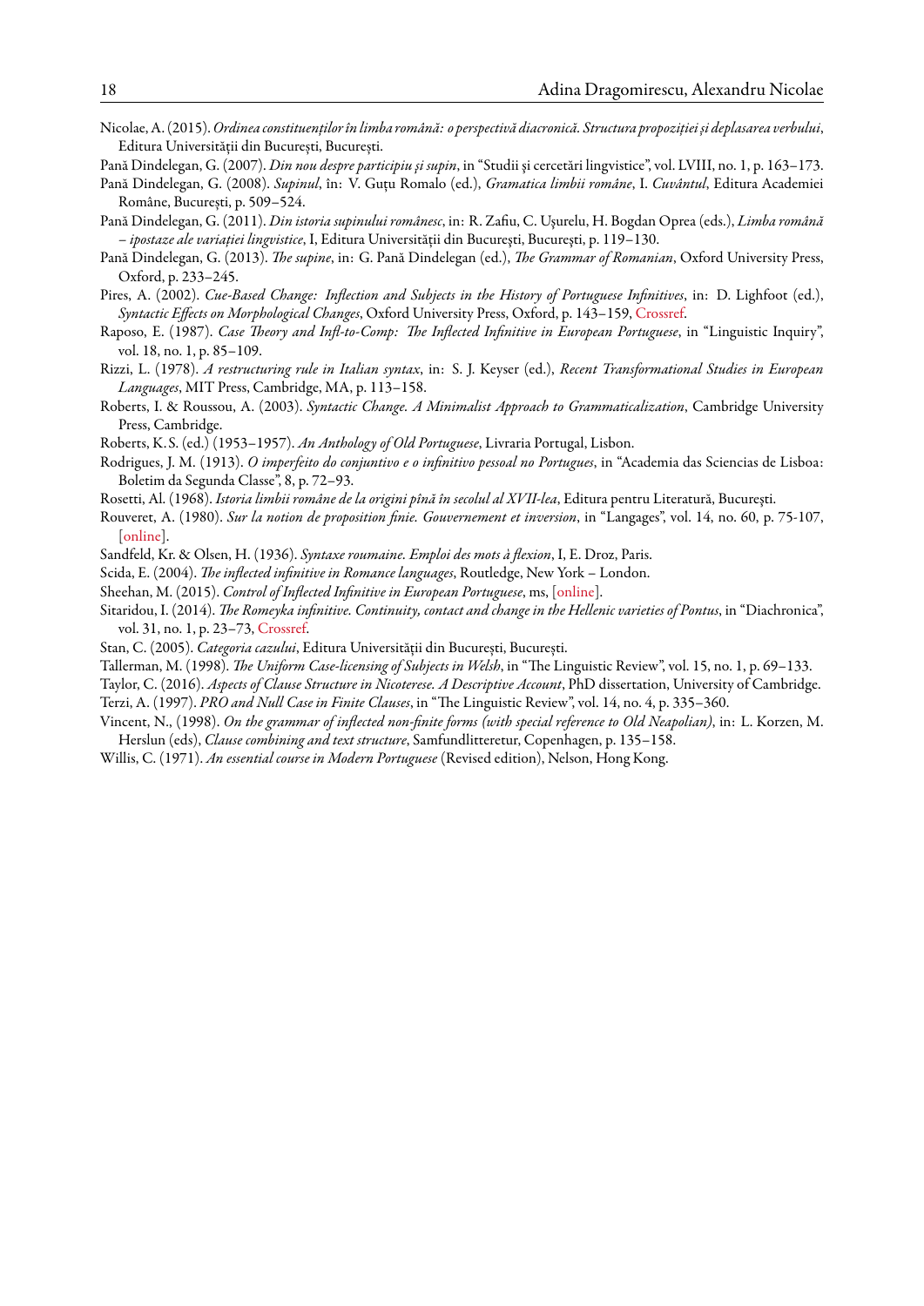Nicolae, A. (2015). *Ordinea constituenților în limba română: o perspectivă diacronică. Structura propoziției și deplasarea verbului*, Editura Universității din București, București.

Pană Dindelegan, G. (2007). *Din nou despre participiu și supin*, in "Studii și cercetări lingvistice", vol. LVIII, no. 1, p. 163–173.

Pană Dindelegan, G. (2008). *Supinul*, în: V. Guțu Romalo (ed.), *Gramatica limbii române*, I. *Cuvântul*, Editura Academiei Române, București, p. 509–524.

Pană Dindelegan, G. (2011). *Din istoria supinului românesc*, in: R. Zafiu, C. Ușurelu, H. Bogdan Oprea (eds.), *Limba română – ipostaze ale variației lingvistice*, I, Editura Universității din București, București, p. 119–130.

Pană Dindelegan, G. (2013). *The supine*, in: G. Pană Dindelegan (ed.), *The Grammar of Romanian*, Oxford University Press, Oxford, p. 233–245.

Pires, A. (2002). *Cue-Based Change: Inflection and Subjects in the History of Portuguese Infinitives*, in: D. Lighfoot (ed.), *Syntactic Effects on Morphological Changes*, Oxford University Press, Oxford, p. 143–159, Crossref.

Raposo, E. (1987). *Case Theory and Infl-to-Comp: The Inflected Infinitive in European Portuguese*, in "Linguistic Inquiry", vol. 18, no. 1, p. 85–109.

Rizzi, L. (1978). *A restructuring rule in Italian syntax*, in: S. J. Keyser (ed.), *Recent Transformational Studies in European Languages*, MIT Press, Cambridge, MA, p. 113–158.

Roberts, I. & Roussou, A. (2003). *Syntactic Change. A Minimalist Approach to Grammaticalization*, Cambridge University Press, Cambridge.

Roberts, K. S. (ed.) (1953–1957). *An Anthology of Old Portuguese*, Livraria Portugal, Lisbon.

Rodrigues, J. M. (1913). *O imperfeito do conjuntivo e o infinitivo pessoal no Portugues*, in "Academia das Sciencias de Lisboa: Boletim da Segunda Classe", 8, p. 72–93.

Rosetti, Al. (1968). *Istoria limbii române de la origini pînă în secolul al XVII-lea*, Editura pentru Literatură, București.

Rouveret, A. (1980). *Sur la notion de proposition finie. Gouvernement et inversion*, in "Langages", vol. 14, no. 60, p. 75-107, [online].

Sandfeld, Kr. & Olsen, H. (1936). *Syntaxe roumaine. Emploi des mots à flexion*, I, E. Droz, Paris.

Scida, E. (2004). *The inflected infinitive in Romance languages*, Routledge, New York – London.

Sheehan, M. (2015). *Control of Inflected Infinitive in European Portuguese*, ms, [online].

Sitaridou, I. (2014). *The Romeyka infinitive. Continuity, contact and change in the Hellenic varieties of Pontus*, in "Diachronica", vol. 31, no. 1, p. 23–73, Crossref.

Stan, C. (2005). *Categoria cazului*, Editura Universității din București, București.

Tallerman, M. (1998). *The Uniform Case-licensing of Subjects in Welsh*, in "The Linguistic Review", vol. 15, no. 1, p. 69–133.

Taylor, C. (2016). *Aspects of Clause Structure in Nicoterese. A Descriptive Account*, PhD dissertation, University of Cambridge.

Terzi, A. (1997). *PRO and Null Case in Finite Clauses*, in "The Linguistic Review", vol. 14, no. 4, p. 335–360.

Vincent, N., (1998). *On the grammar of inflected non-finite forms (with special reference to Old Neapolian)*, in: L. Korzen, M. Herslun (eds), *Clause combining and text structure*, Samfundlitteretur, Copenhagen, p. 135–158.

Willis, C. (1971). *An essential course in Modern Portuguese* (Revised edition), Nelson, Hong Kong.